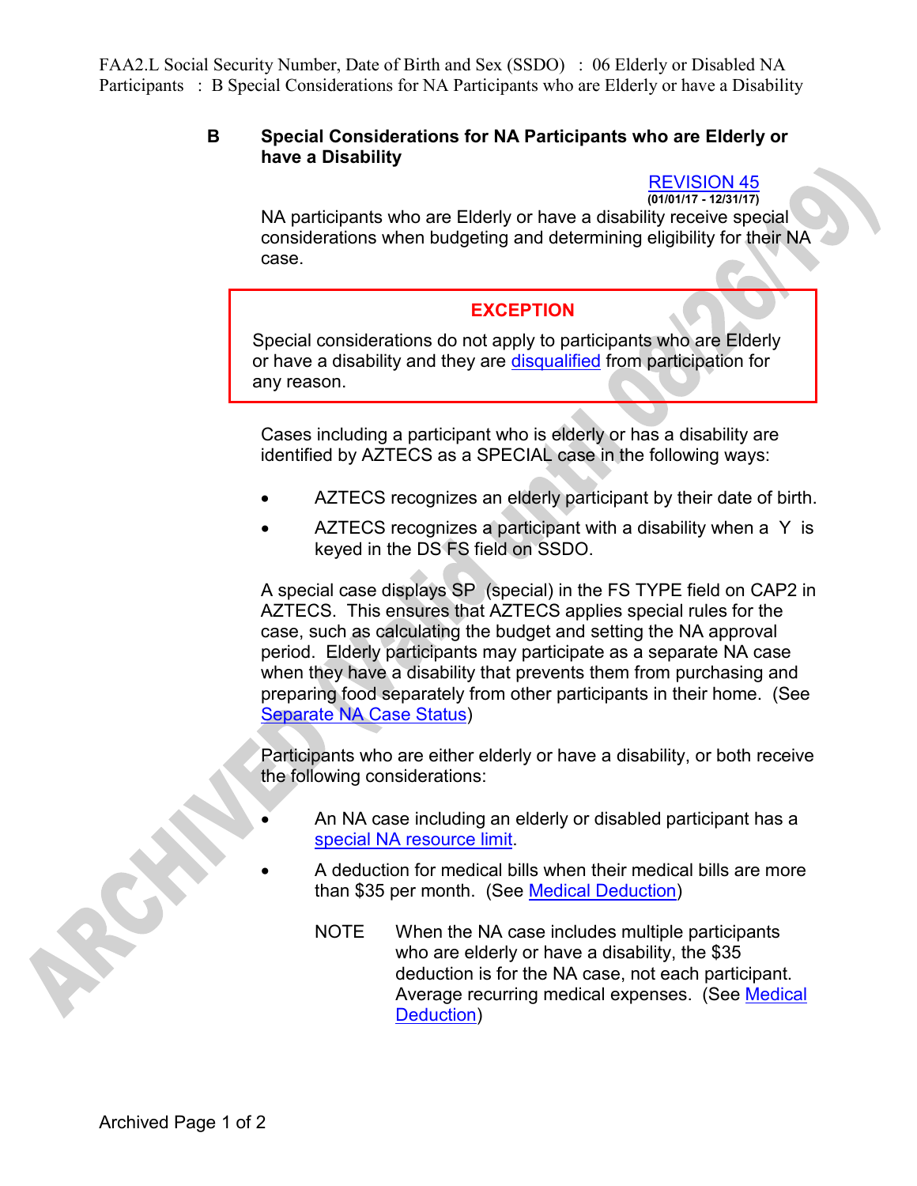## B Special Considerations for NA Participants who are Elderly or have a Disability

REVISION 45
(01/01/17 - 12/31/17)

NA participants who are Elderly or have a disability receive special considerations when budgeting and determining eligibility for their NA case.

> **EXCEPTION**
>
> Special considerations do not apply to participants who are Elderly or have a disability and they are disqualified from participation for any reason.

Cases including a participant who is elderly or has a disability are identified by AZTECS as a SPECIAL case in the following ways:

- AZTECS recognizes an elderly participant by their date of birth.
- AZTECS recognizes a participant with a disability when a Y is keyed in the DS FS field on SSDO.

A special case displays SP (special) in the FS TYPE field on CAP2 in AZTECS. This ensures that AZTECS applies special rules for the case, such as calculating the budget and setting the NA approval period. Elderly participants may participate as a separate NA case when they have a disability that prevents them from purchasing and preparing food separately from other participants in their home. (See Separate NA Case Status)

Participants who are either elderly or have a disability, or both receive the following considerations:

- An NA case including an elderly or disabled participant has a special NA resource limit.
- A deduction for medical bills when their medical bills are more than $35 per month. (See Medical Deduction)

  NOTE When the NA case includes multiple participants who are elderly or have a disability, the $35 deduction is for the NA case, not each participant. Average recurring medical expenses. (See Medical Deduction)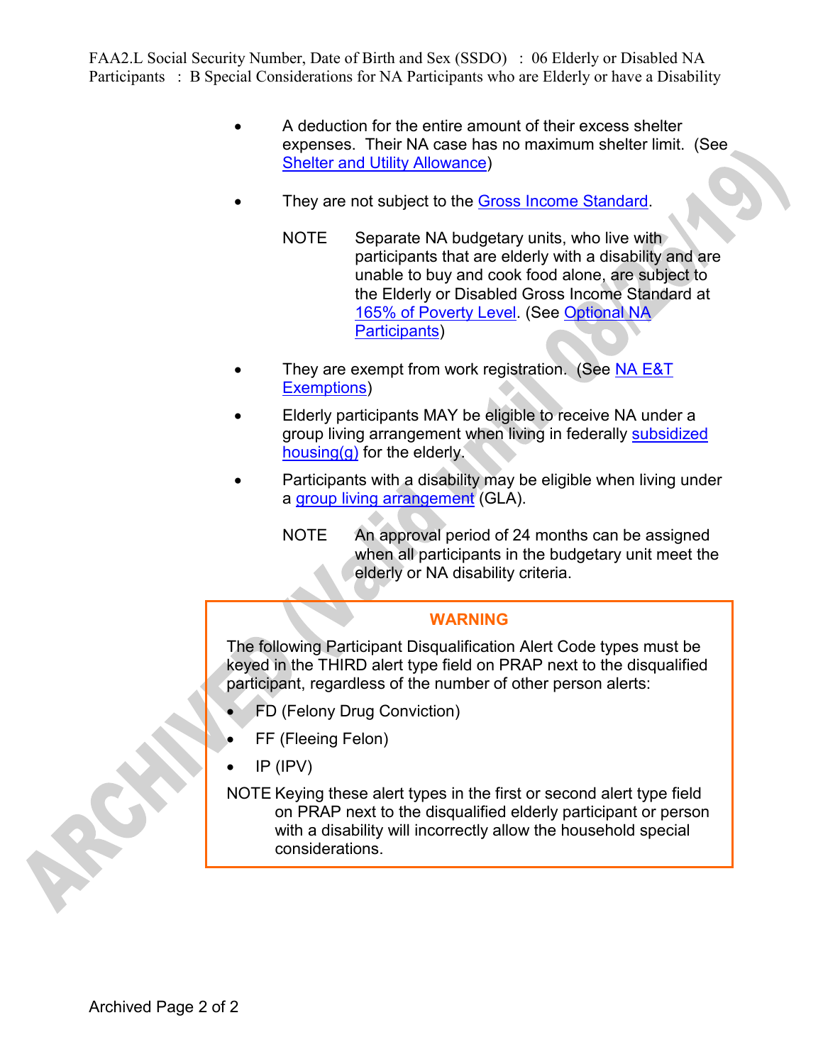- A deduction for the entire amount of their excess shelter expenses. Their NA case has no maximum shelter limit. (See Shelter and Utility Allowance)

- They are not subject to the Gross Income Standard.

  NOTE Separate NA budgetary units, who live with participants that are elderly with a disability and are unable to buy and cook food alone, are subject to the Elderly or Disabled Gross Income Standard at 165% of Poverty Level. (See Optional NA Participants)

- They are exempt from work registration. (See NA E&T Exemptions)

- Elderly participants MAY be eligible to receive NA under a group living arrangement when living in federally subsidized housing(g) for the elderly.

- Participants with a disability may be eligible when living under a group living arrangement (GLA).

  NOTE An approval period of 24 months can be assigned when all participants in the budgetary unit meet the elderly or NA disability criteria.

> **WARNING**
>
> The following Participant Disqualification Alert Code types must be keyed in the THIRD alert type field on PRAP next to the disqualified participant, regardless of the number of other person alerts:
>
> - FD (Felony Drug Conviction)
> - FF (Fleeing Felon)
> - IP (IPV)
>
> NOTE Keying these alert types in the first or second alert type field on PRAP next to the disqualified elderly participant or person with a disability will incorrectly allow the household special considerations.